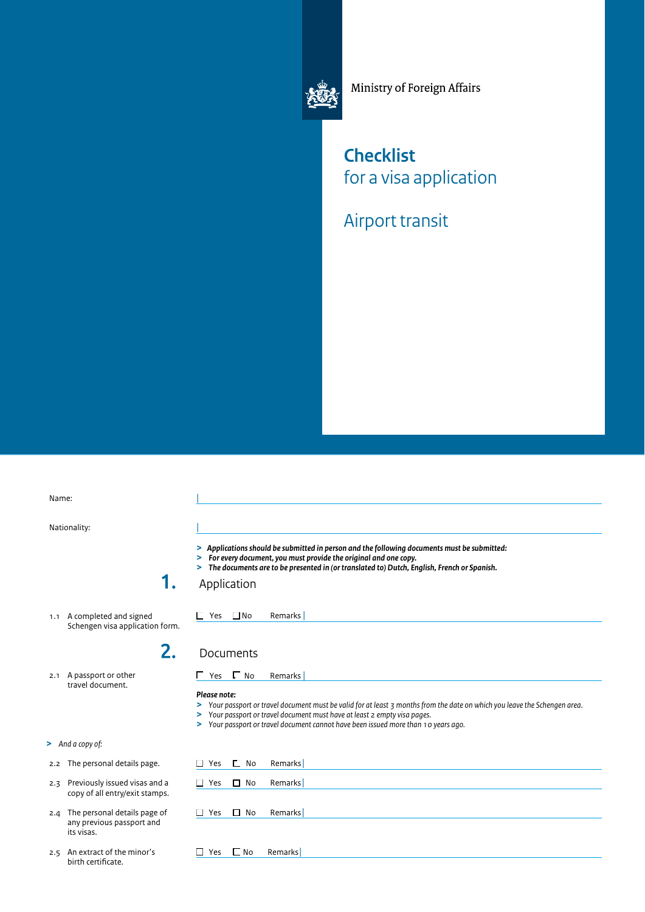Ministry of Foreign Affairs

# Checklist
## for a visa application

## Airport transit

Name:

Nationality:

> ***Applications should be submitted in person and the following documents must be submitted:***
> ***For every document, you must provide the original and one copy.***
> ***The documents are to be presented in (or translated to) Dutch, English, French or Spanish.***

## 1. Application

1.1 A completed and signed Schengen visa application form. ☐ Yes ☐ No Remarks

## 2. Documents

2.1 A passport or other travel document. ☐ Yes ☐ No Remarks

***Please note:***

> *Your passport or travel document must be valid for at least 3 months from the date on which you leave the Schengen area.*
> *Your passport or travel document must have at least 2 empty visa pages.*
> *Your passport or travel document cannot have been issued more than 10 years ago.*

> *And a copy of:*

2.2 The personal details page. ☐ Yes ☐ No Remarks

2.3 Previously issued visas and a copy of all entry/exit stamps. ☐ Yes ☐ No Remarks

2.4 The personal details page of any previous passport and its visas. ☐ Yes ☐ No Remarks

2.5 An extract of the minor's birth certificate. ☐ Yes ☐ No Remarks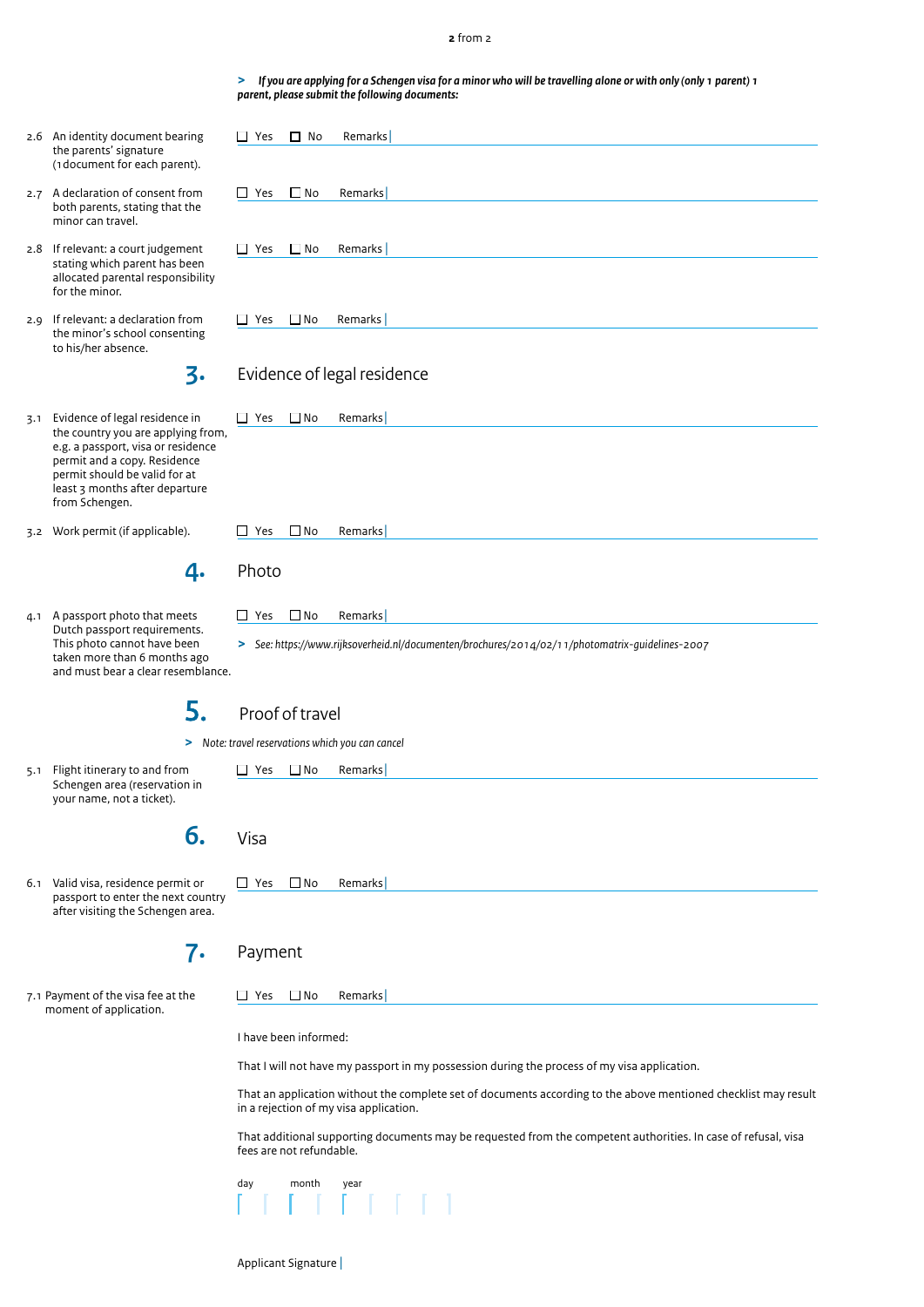> ***If you are applying for a Schengen visa for a minor who will be travelling alone or with only (only 1 parent) 1 parent, please submit the following documents:***

2.6 An identity document bearing the parents' signature (1 document for each parent). ☐ Yes ☐ No Remarks

2.7 A declaration of consent from both parents, stating that the minor can travel. ☐ Yes ☐ No Remarks

2.8 If relevant: a court judgement stating which parent has been allocated parental responsibility for the minor. ☐ Yes ☐ No Remarks

2.9 If relevant: a declaration from the minor's school consenting to his/her absence. ☐ Yes ☐ No Remarks

## 3. Evidence of legal residence

3.1 Evidence of legal residence in the country you are applying from, e.g. a passport, visa or residence permit and a copy. Residence permit should be valid for at least 3 months after departure from Schengen. ☐ Yes ☐ No Remarks

3.2 Work permit (if applicable). ☐ Yes ☐ No Remarks

## 4. Photo

4.1 A passport photo that meets Dutch passport requirements. This photo cannot have been taken more than 6 months ago and must bear a clear resemblance. ☐ Yes ☐ No Remarks

> *See: https://www.rijksoverheid.nl/documenten/brochures/2014/02/11/photomatrix-guidelines-2007*

## 5. Proof of travel

> *Note: travel reservations which you can cancel*

5.1 Flight itinerary to and from Schengen area (reservation in your name, not a ticket). ☐ Yes ☐ No Remarks

## 6. Visa

6.1 Valid visa, residence permit or passport to enter the next country after visiting the Schengen area. ☐ Yes ☐ No Remarks

## 7. Payment

7.1 Payment of the visa fee at the moment of application. ☐ Yes ☐ No Remarks

I have been informed:

That I will not have my passport in my possession during the process of my visa application.

That an application without the complete set of documents according to the above mentioned checklist may result in a rejection of my visa application.

That additional supporting documents may be requested from the competent authorities. In case of refusal, visa fees are not refundable.

day month year

Applicant Signature